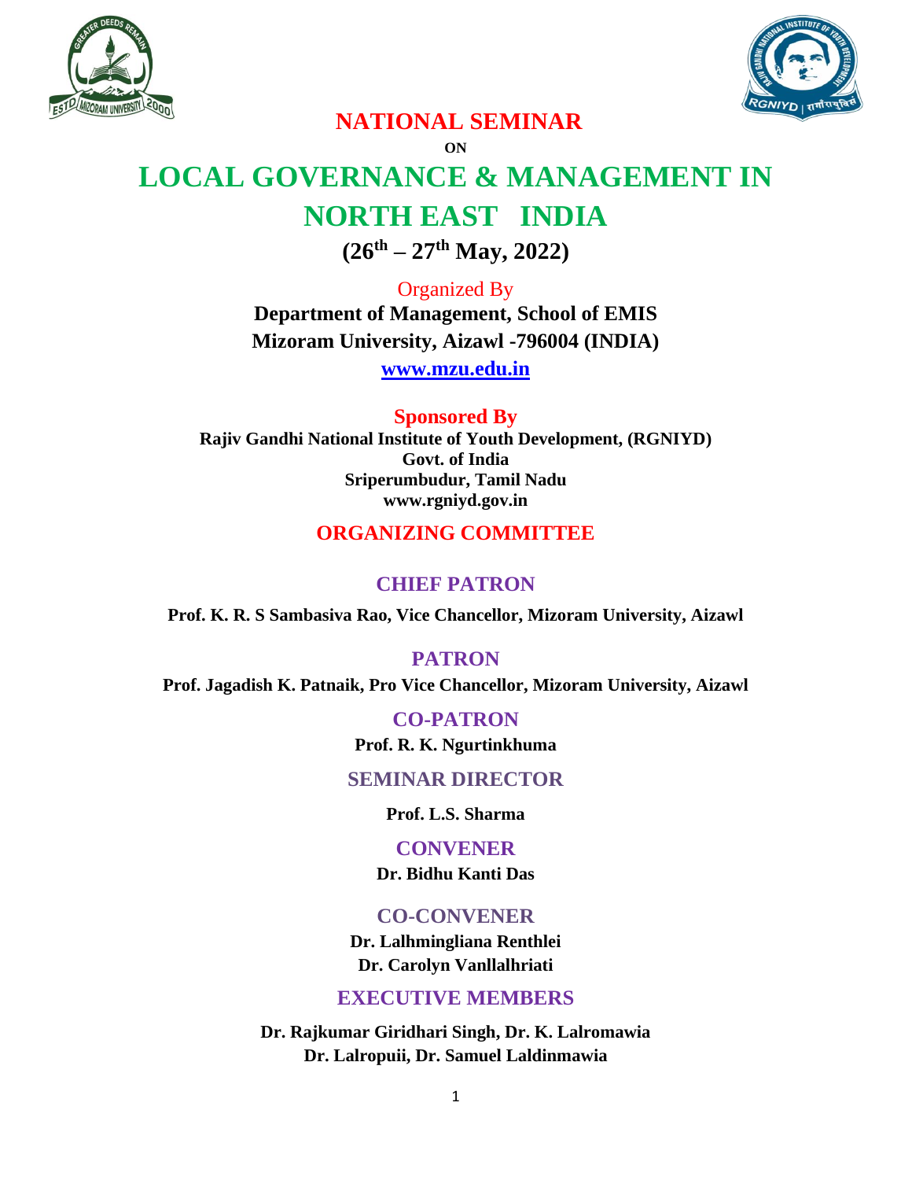# NATIONAL SEMINAR

**ON**

# LOCAL GOVERNANCE & MANAGEMENT IN NORTH EAST INDIA

## (26th – 27th May, 2022)

Organized By

**Department of Management, School of EMIS**
**Mizoram University, Aizawl -796004 (INDIA)**

**www.mzu.edu.in**

**Sponsored By**

**Rajiv Gandhi National Institute of Youth Development, (RGNIYD)**
**Govt. of India**
**Sriperumbudur, Tamil Nadu**
**www.rgniyd.gov.in**

## ORGANIZING COMMITTEE

### CHIEF PATRON

**Prof. K. R. S Sambasiva Rao, Vice Chancellor, Mizoram University, Aizawl**

### PATRON

**Prof. Jagadish K. Patnaik, Pro Vice Chancellor, Mizoram University, Aizawl**

### CO-PATRON

**Prof. R. K. Ngurtinkhuma**

### SEMINAR DIRECTOR

**Prof. L.S. Sharma**

### CONVENER

**Dr. Bidhu Kanti Das**

### CO-CONVENER

**Dr. Lalhmingliana Renthlei**
**Dr. Carolyn Vanllalhriati**

### EXECUTIVE MEMBERS

**Dr. Rajkumar Giridhari Singh, Dr. K. Lalromawia**
**Dr. Lalropuii, Dr. Samuel Laldinmawia**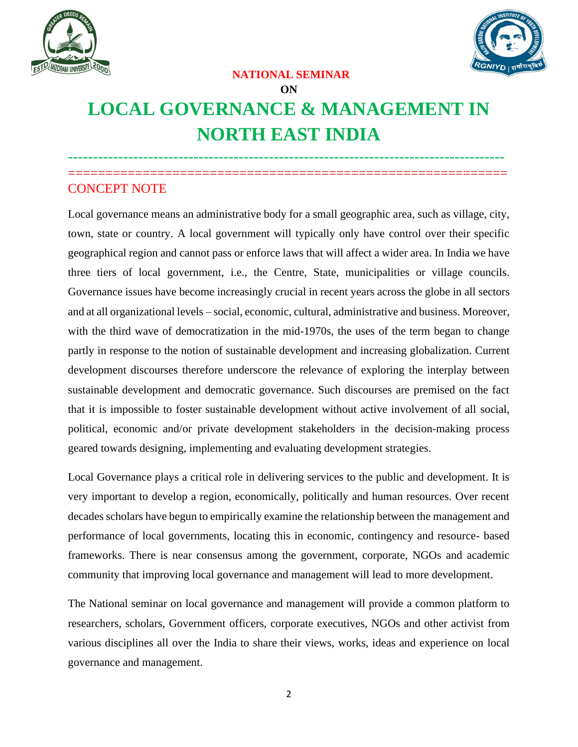**NATIONAL SEMINAR**

**ON**

# LOCAL GOVERNANCE & MANAGEMENT IN NORTH EAST INDIA

## CONCEPT NOTE

Local governance means an administrative body for a small geographic area, such as village, city, town, state or country. A local government will typically only have control over their specific geographical region and cannot pass or enforce laws that will affect a wider area. In India we have three tiers of local government, i.e., the Centre, State, municipalities or village councils. Governance issues have become increasingly crucial in recent years across the globe in all sectors and at all organizational levels – social, economic, cultural, administrative and business. Moreover, with the third wave of democratization in the mid-1970s, the uses of the term began to change partly in response to the notion of sustainable development and increasing globalization. Current development discourses therefore underscore the relevance of exploring the interplay between sustainable development and democratic governance. Such discourses are premised on the fact that it is impossible to foster sustainable development without active involvement of all social, political, economic and/or private development stakeholders in the decision-making process geared towards designing, implementing and evaluating development strategies.

Local Governance plays a critical role in delivering services to the public and development. It is very important to develop a region, economically, politically and human resources. Over recent decades scholars have begun to empirically examine the relationship between the management and performance of local governments, locating this in economic, contingency and resource- based frameworks. There is near consensus among the government, corporate, NGOs and academic community that improving local governance and management will lead to more development.

The National seminar on local governance and management will provide a common platform to researchers, scholars, Government officers, corporate executives, NGOs and other activist from various disciplines all over the India to share their views, works, ideas and experience on local governance and management.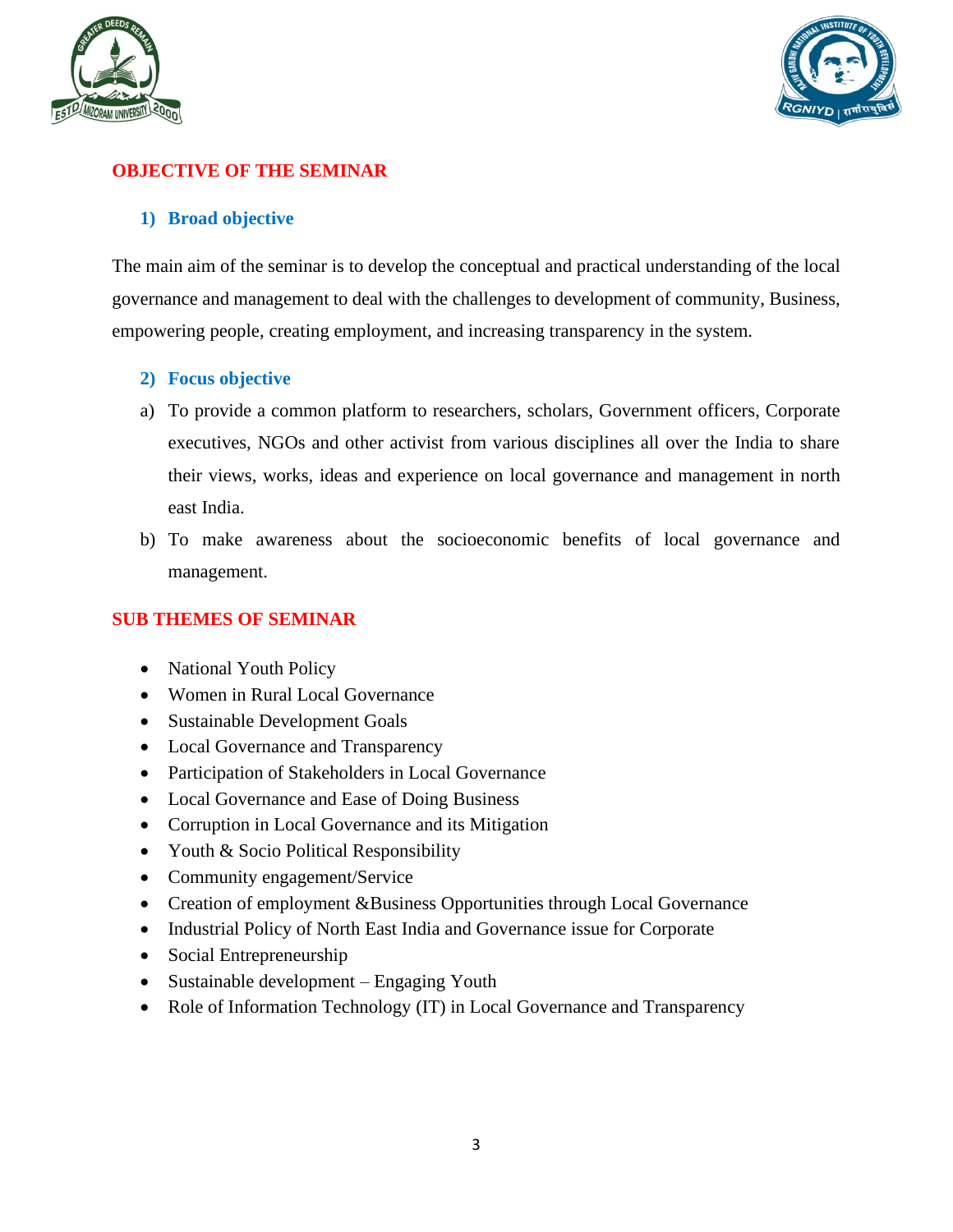## OBJECTIVE OF THE SEMINAR

### 1) Broad objective

The main aim of the seminar is to develop the conceptual and practical understanding of the local governance and management to deal with the challenges to development of community, Business, empowering people, creating employment, and increasing transparency in the system.

### 2) Focus objective

a) To provide a common platform to researchers, scholars, Government officers, Corporate executives, NGOs and other activist from various disciplines all over the India to share their views, works, ideas and experience on local governance and management in north east India.

b) To make awareness about the socioeconomic benefits of local governance and management.

## SUB THEMES OF SEMINAR

- National Youth Policy
- Women in Rural Local Governance
- Sustainable Development Goals
- Local Governance and Transparency
- Participation of Stakeholders in Local Governance
- Local Governance and Ease of Doing Business
- Corruption in Local Governance and its Mitigation
- Youth & Socio Political Responsibility
- Community engagement/Service
- Creation of employment &Business Opportunities through Local Governance
- Industrial Policy of North East India and Governance issue for Corporate
- Social Entrepreneurship
- Sustainable development – Engaging Youth
- Role of Information Technology (IT) in Local Governance and Transparency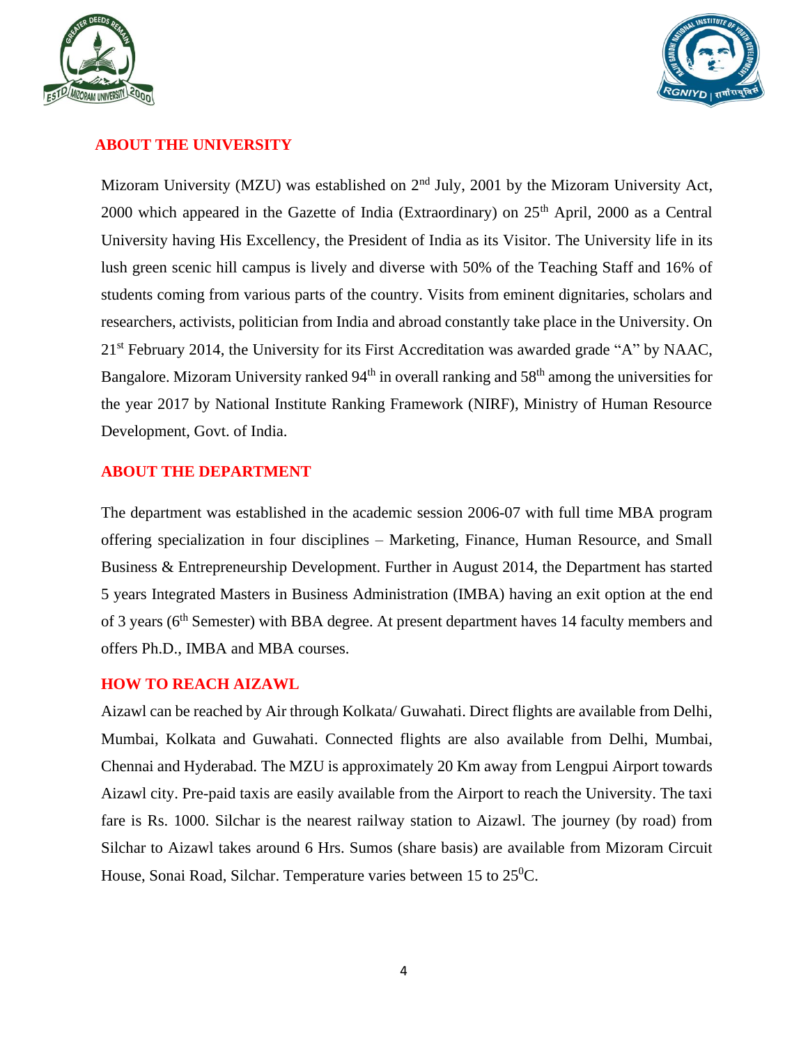## ABOUT THE UNIVERSITY

Mizoram University (MZU) was established on 2$^{nd}$ July, 2001 by the Mizoram University Act, 2000 which appeared in the Gazette of India (Extraordinary) on 25$^{th}$ April, 2000 as a Central University having His Excellency, the President of India as its Visitor. The University life in its lush green scenic hill campus is lively and diverse with 50% of the Teaching Staff and 16% of students coming from various parts of the country. Visits from eminent dignitaries, scholars and researchers, activists, politician from India and abroad constantly take place in the University. On 21$^{st}$ February 2014, the University for its First Accreditation was awarded grade "A" by NAAC, Bangalore. Mizoram University ranked 94$^{th}$ in overall ranking and 58$^{th}$ among the universities for the year 2017 by National Institute Ranking Framework (NIRF), Ministry of Human Resource Development, Govt. of India.

## ABOUT THE DEPARTMENT

The department was established in the academic session 2006-07 with full time MBA program offering specialization in four disciplines – Marketing, Finance, Human Resource, and Small Business & Entrepreneurship Development. Further in August 2014, the Department has started 5 years Integrated Masters in Business Administration (IMBA) having an exit option at the end of 3 years (6$^{th}$ Semester) with BBA degree. At present department haves 14 faculty members and offers Ph.D., IMBA and MBA courses.

## HOW TO REACH AIZAWL

Aizawl can be reached by Air through Kolkata/ Guwahati. Direct flights are available from Delhi, Mumbai, Kolkata and Guwahati. Connected flights are also available from Delhi, Mumbai, Chennai and Hyderabad. The MZU is approximately 20 Km away from Lengpui Airport towards Aizawl city. Pre-paid taxis are easily available from the Airport to reach the University. The taxi fare is Rs. 1000. Silchar is the nearest railway station to Aizawl. The journey (by road) from Silchar to Aizawl takes around 6 Hrs. Sumos (share basis) are available from Mizoram Circuit House, Sonai Road, Silchar. Temperature varies between 15 to 25$^{0}$C.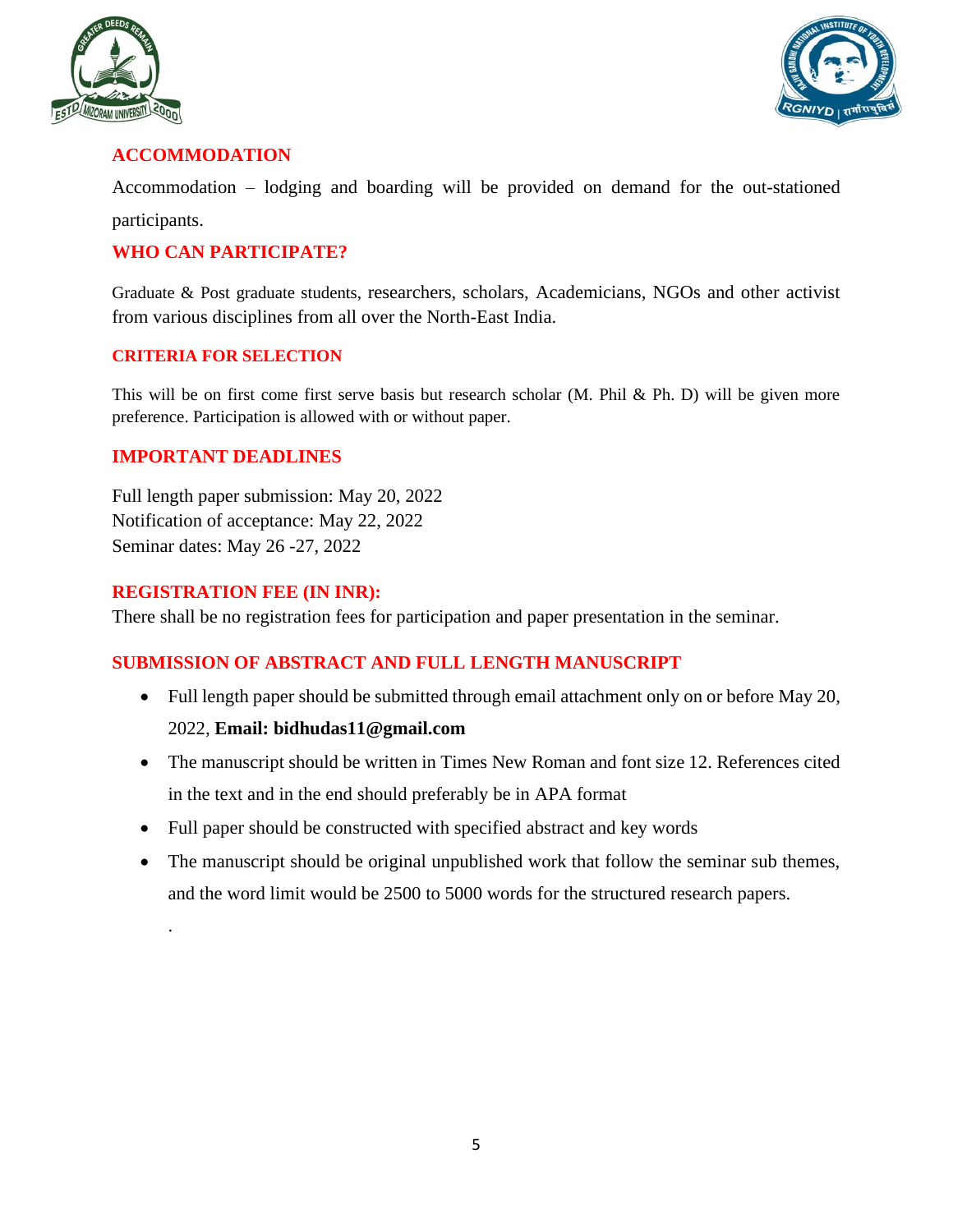## ACCOMMODATION

Accommodation – lodging and boarding will be provided on demand for the out-stationed participants.

## WHO CAN PARTICIPATE?

Graduate & Post graduate students, researchers, scholars, Academicians, NGOs and other activist from various disciplines from all over the North-East India.

## CRITERIA FOR SELECTION

This will be on first come first serve basis but research scholar (M. Phil & Ph. D) will be given more preference. Participation is allowed with or without paper.

## IMPORTANT DEADLINES

Full length paper submission: May 20, 2022
Notification of acceptance: May 22, 2022
Seminar dates: May 26 -27, 2022

## REGISTRATION FEE (IN INR):

There shall be no registration fees for participation and paper presentation in the seminar.

## SUBMISSION OF ABSTRACT AND FULL LENGTH MANUSCRIPT

- Full length paper should be submitted through email attachment only on or before May 20, 2022, **Email: bidhudas11@gmail.com**
- The manuscript should be written in Times New Roman and font size 12. References cited in the text and in the end should preferably be in APA format
- Full paper should be constructed with specified abstract and key words
- The manuscript should be original unpublished work that follow the seminar sub themes, and the word limit would be 2500 to 5000 words for the structured research papers.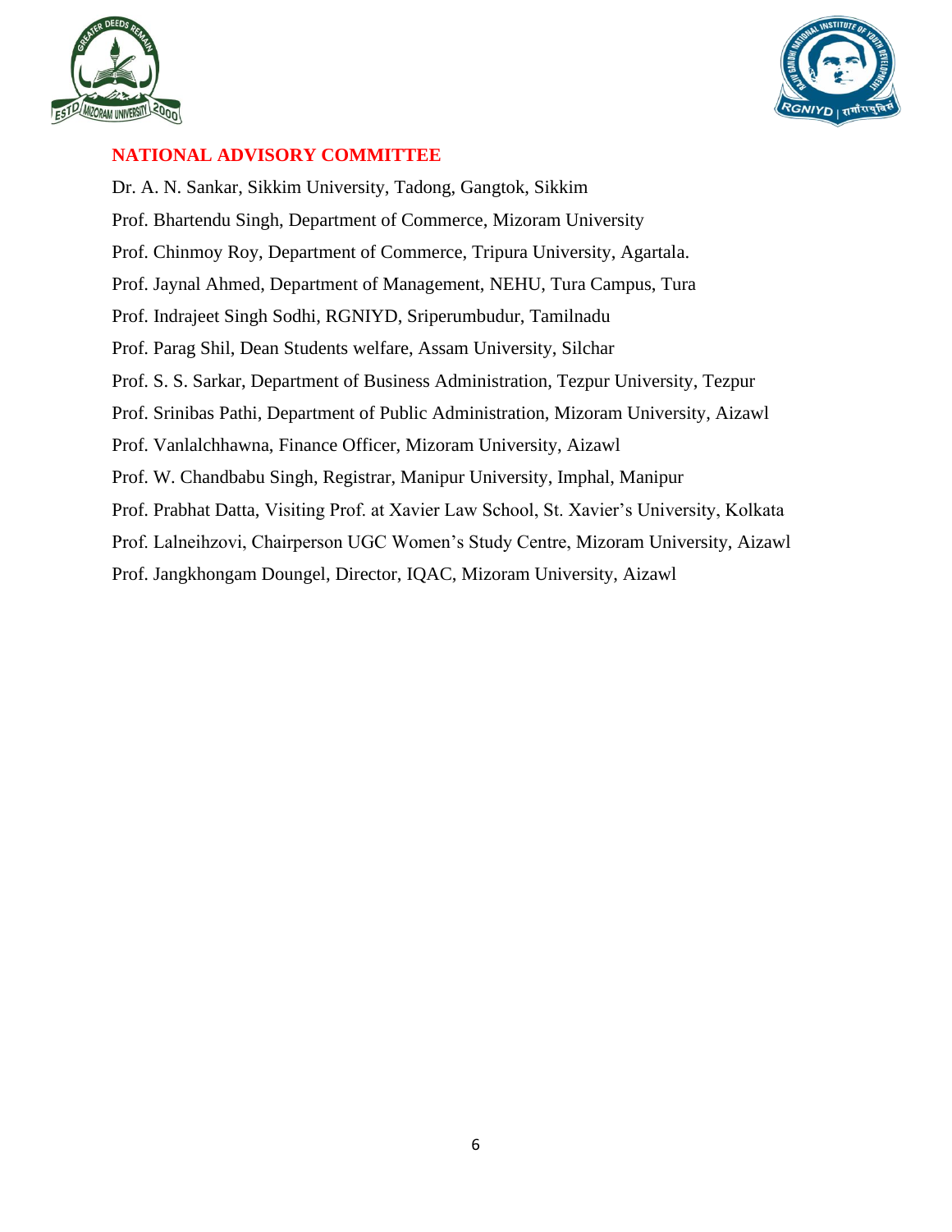## NATIONAL ADVISORY COMMITTEE

Dr. A. N. Sankar, Sikkim University, Tadong, Gangtok, Sikkim

Prof. Bhartendu Singh, Department of Commerce, Mizoram University

Prof. Chinmoy Roy, Department of Commerce, Tripura University, Agartala.

Prof. Jaynal Ahmed, Department of Management, NEHU, Tura Campus, Tura

Prof. Indrajeet Singh Sodhi, RGNIYD, Sriperumbudur, Tamilnadu

Prof. Parag Shil, Dean Students welfare, Assam University, Silchar

Prof. S. S. Sarkar, Department of Business Administration, Tezpur University, Tezpur

Prof. Srinibas Pathi, Department of Public Administration, Mizoram University, Aizawl

Prof. Vanlalchhawna, Finance Officer, Mizoram University, Aizawl

Prof. W. Chandbabu Singh, Registrar, Manipur University, Imphal, Manipur

Prof. Prabhat Datta, Visiting Prof. at Xavier Law School, St. Xavier's University, Kolkata

Prof. Lalneihzovi, Chairperson UGC Women's Study Centre, Mizoram University, Aizawl

Prof. Jangkhongam Doungel, Director, IQAC, Mizoram University, Aizawl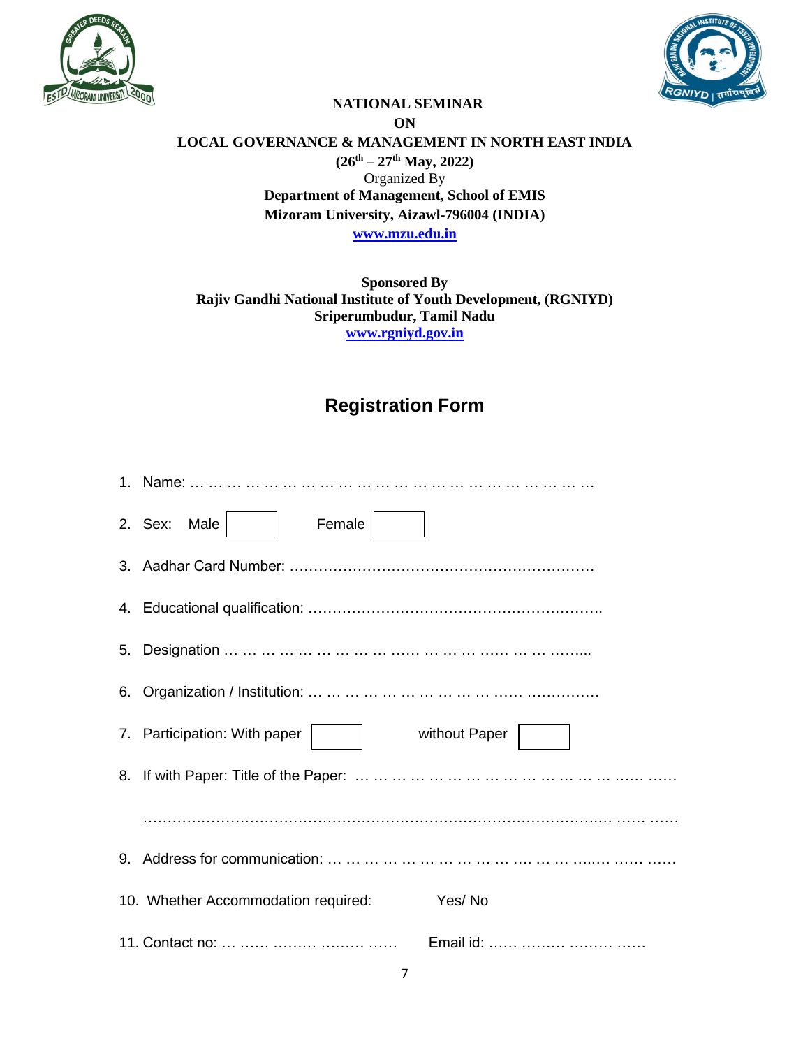**NATIONAL SEMINAR**

**ON**

**LOCAL GOVERNANCE & MANAGEMENT IN NORTH EAST INDIA**

**(26th – 27th May, 2022)**

Organized By

**Department of Management, School of EMIS**

**Mizoram University, Aizawl-796004 (INDIA)**

**www.mzu.edu.in**

**Sponsored By**

**Rajiv Gandhi National Institute of Youth Development, (RGNIYD)**

**Sriperumbudur, Tamil Nadu**

**www.rgniyd.gov.in**

## Registration Form

1. Name: … … … … … … … … … … … … … … … … … … … … … …
2. Sex: Male ☐ Female ☐
3. Aadhar Card Number: …………………………………………….……….……
4. Educational qualification: …………………………………….…….………..
5. Designation … … … … … … … … … …… … … … …… … … ……...
6. Organization / Institution: … … … … … … … … … …… ……….……
7. Participation: With paper ☐ without Paper ☐
8. If with Paper: Title of the Paper: … … … … … … … … … … … … … … …… ……

   ……………………………………………………………………………..… …… ……
9. Address for communication: … … … … … … … … … …. … … ….… …… ……
10. Whether Accommodation required: Yes/ No
11. Contact no: … …… ……… ……… …… Email id: …… ……… ……… ……